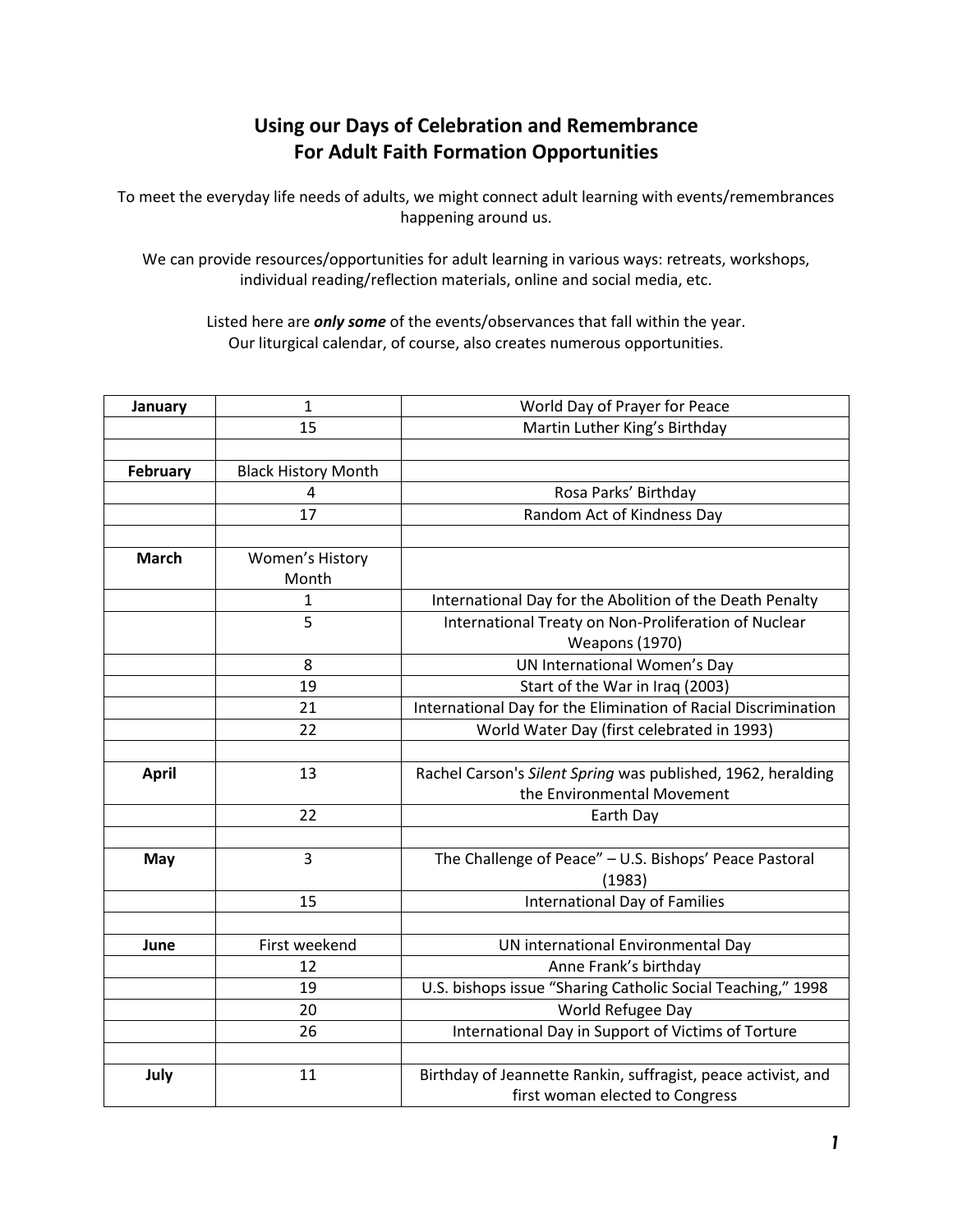# Using our Days of Celebration and Remembrance For Adult Faith Formation Opportunities

To meet the everyday life needs of adults, we might connect adult learning with events/remembrances happening around us.

We can provide resources/opportunities for adult learning in various ways: retreats, workshops, individual reading/reflection materials, online and social media, etc.

Listed here are ***only some*** of the events/observances that fall within the year. Our liturgical calendar, of course, also creates numerous opportunities.

| **January** | 1 | World Day of Prayer for Peace |
|---|---|---|
| | 15 | Martin Luther King's Birthday |
| | | |
| **February** | Black History Month | |
| | 4 | Rosa Parks' Birthday |
| | 17 | Random Act of Kindness Day |
| | | |
| **March** | Women's History Month | |
| | 1 | International Day for the Abolition of the Death Penalty |
| | 5 | International Treaty on Non-Proliferation of Nuclear Weapons (1970) |
| | 8 | UN International Women's Day |
| | 19 | Start of the War in Iraq (2003) |
| | 21 | International Day for the Elimination of Racial Discrimination |
| | 22 | World Water Day (first celebrated in 1993) |
| | | |
| **April** | 13 | Rachel Carson's *Silent Spring* was published, 1962, heralding the Environmental Movement |
| | 22 | Earth Day |
| | | |
| **May** | 3 | The Challenge of Peace" – U.S. Bishops' Peace Pastoral (1983) |
| | 15 | International Day of Families |
| | | |
| **June** | First weekend | UN international Environmental Day |
| | 12 | Anne Frank's birthday |
| | 19 | U.S. bishops issue "Sharing Catholic Social Teaching," 1998 |
| | 20 | World Refugee Day |
| | 26 | International Day in Support of Victims of Torture |
| | | |
| **July** | 11 | Birthday of Jeannette Rankin, suffragist, peace activist, and first woman elected to Congress |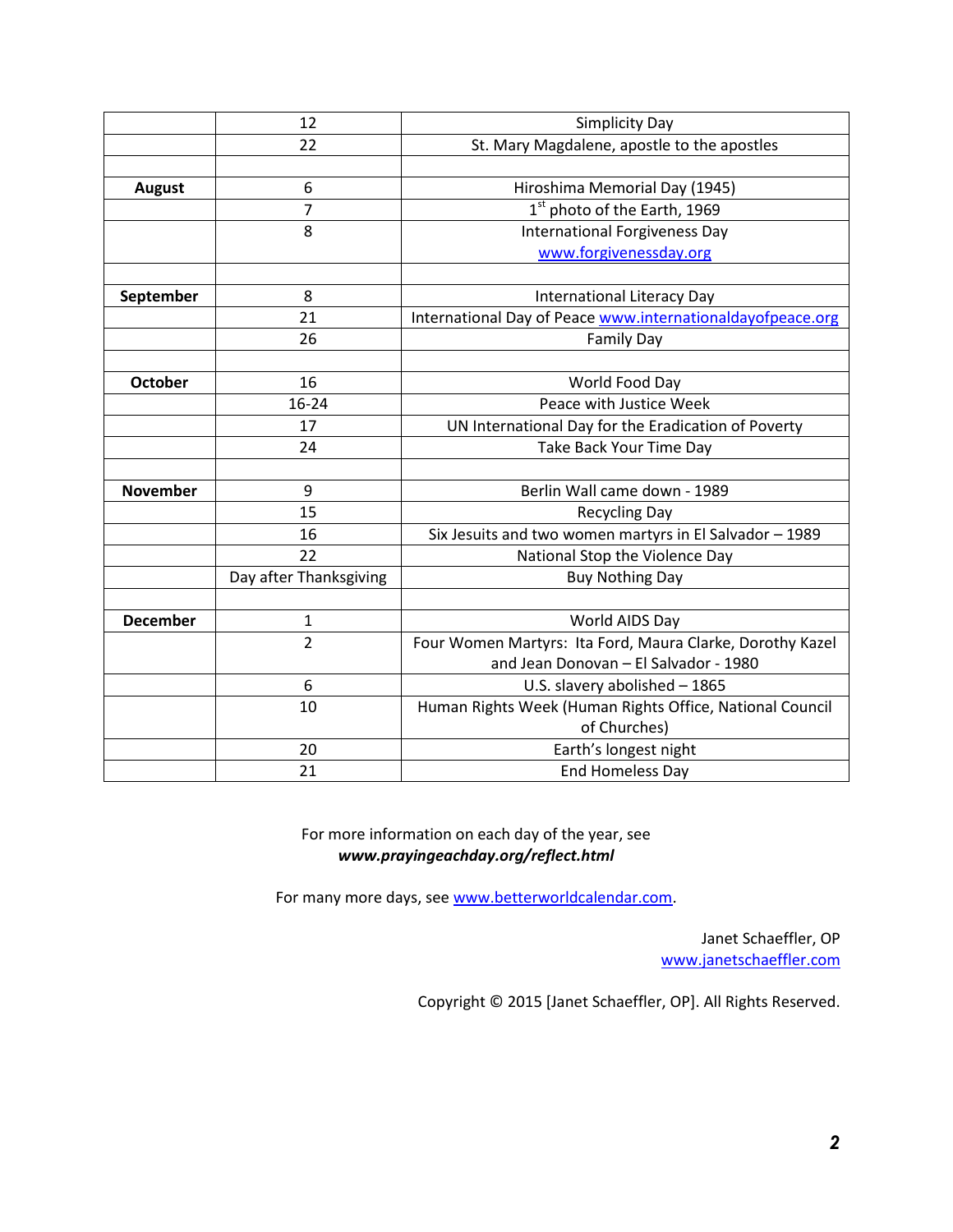| | | |
|---|---|---|
| | 12 | Simplicity Day |
| | 22 | St. Mary Magdalene, apostle to the apostles |
| | | |
| **August** | 6 | Hiroshima Memorial Day (1945) |
| | 7 | 1st photo of the Earth, 1969 |
| | 8 | International Forgiveness Day www.forgivenessday.org |
| | | |
| **September** | 8 | International Literacy Day |
| | 21 | International Day of Peace www.internationaldayofpeace.org |
| | 26 | Family Day |
| | | |
| **October** | 16 | World Food Day |
| | 16-24 | Peace with Justice Week |
| | 17 | UN International Day for the Eradication of Poverty |
| | 24 | Take Back Your Time Day |
| | | |
| **November** | 9 | Berlin Wall came down - 1989 |
| | 15 | Recycling Day |
| | 16 | Six Jesuits and two women martyrs in El Salvador – 1989 |
| | 22 | National Stop the Violence Day |
| | Day after Thanksgiving | Buy Nothing Day |
| | | |
| **December** | 1 | World AIDS Day |
| | 2 | Four Women Martyrs: Ita Ford, Maura Clarke, Dorothy Kazel and Jean Donovan – El Salvador - 1980 |
| | 6 | U.S. slavery abolished – 1865 |
| | 10 | Human Rights Week (Human Rights Office, National Council of Churches) |
| | 20 | Earth's longest night |
| | 21 | End Homeless Day |

For more information on each day of the year, see
***www.prayingeachday.org/reflect.html***

For many more days, see www.betterworldcalendar.com.

Janet Schaeffler, OP
www.janetschaeffler.com

Copyright © 2015 [Janet Schaeffler, OP]. All Rights Reserved.